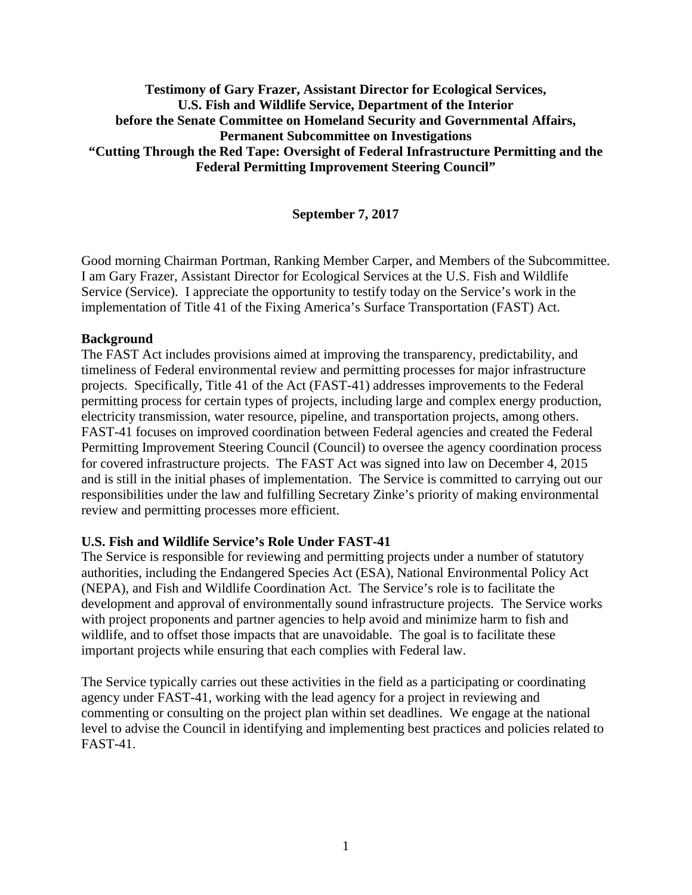**Testimony of Gary Frazer, Assistant Director for Ecological Services, U.S. Fish and Wildlife Service, Department of the Interior before the Senate Committee on Homeland Security and Governmental Affairs, Permanent Subcommittee on Investigations "Cutting Through the Red Tape: Oversight of Federal Infrastructure Permitting and the Federal Permitting Improvement Steering Council"**

**September 7, 2017**

Good morning Chairman Portman, Ranking Member Carper, and Members of the Subcommittee. I am Gary Frazer, Assistant Director for Ecological Services at the U.S. Fish and Wildlife Service (Service). I appreciate the opportunity to testify today on the Service's work in the implementation of Title 41 of the Fixing America's Surface Transportation (FAST) Act.

**Background**

The FAST Act includes provisions aimed at improving the transparency, predictability, and timeliness of Federal environmental review and permitting processes for major infrastructure projects. Specifically, Title 41 of the Act (FAST-41) addresses improvements to the Federal permitting process for certain types of projects, including large and complex energy production, electricity transmission, water resource, pipeline, and transportation projects, among others. FAST-41 focuses on improved coordination between Federal agencies and created the Federal Permitting Improvement Steering Council (Council) to oversee the agency coordination process for covered infrastructure projects. The FAST Act was signed into law on December 4, 2015 and is still in the initial phases of implementation. The Service is committed to carrying out our responsibilities under the law and fulfilling Secretary Zinke's priority of making environmental review and permitting processes more efficient.

**U.S. Fish and Wildlife Service's Role Under FAST-41**

The Service is responsible for reviewing and permitting projects under a number of statutory authorities, including the Endangered Species Act (ESA), National Environmental Policy Act (NEPA), and Fish and Wildlife Coordination Act. The Service's role is to facilitate the development and approval of environmentally sound infrastructure projects. The Service works with project proponents and partner agencies to help avoid and minimize harm to fish and wildlife, and to offset those impacts that are unavoidable. The goal is to facilitate these important projects while ensuring that each complies with Federal law.

The Service typically carries out these activities in the field as a participating or coordinating agency under FAST-41, working with the lead agency for a project in reviewing and commenting or consulting on the project plan within set deadlines. We engage at the national level to advise the Council in identifying and implementing best practices and policies related to FAST-41.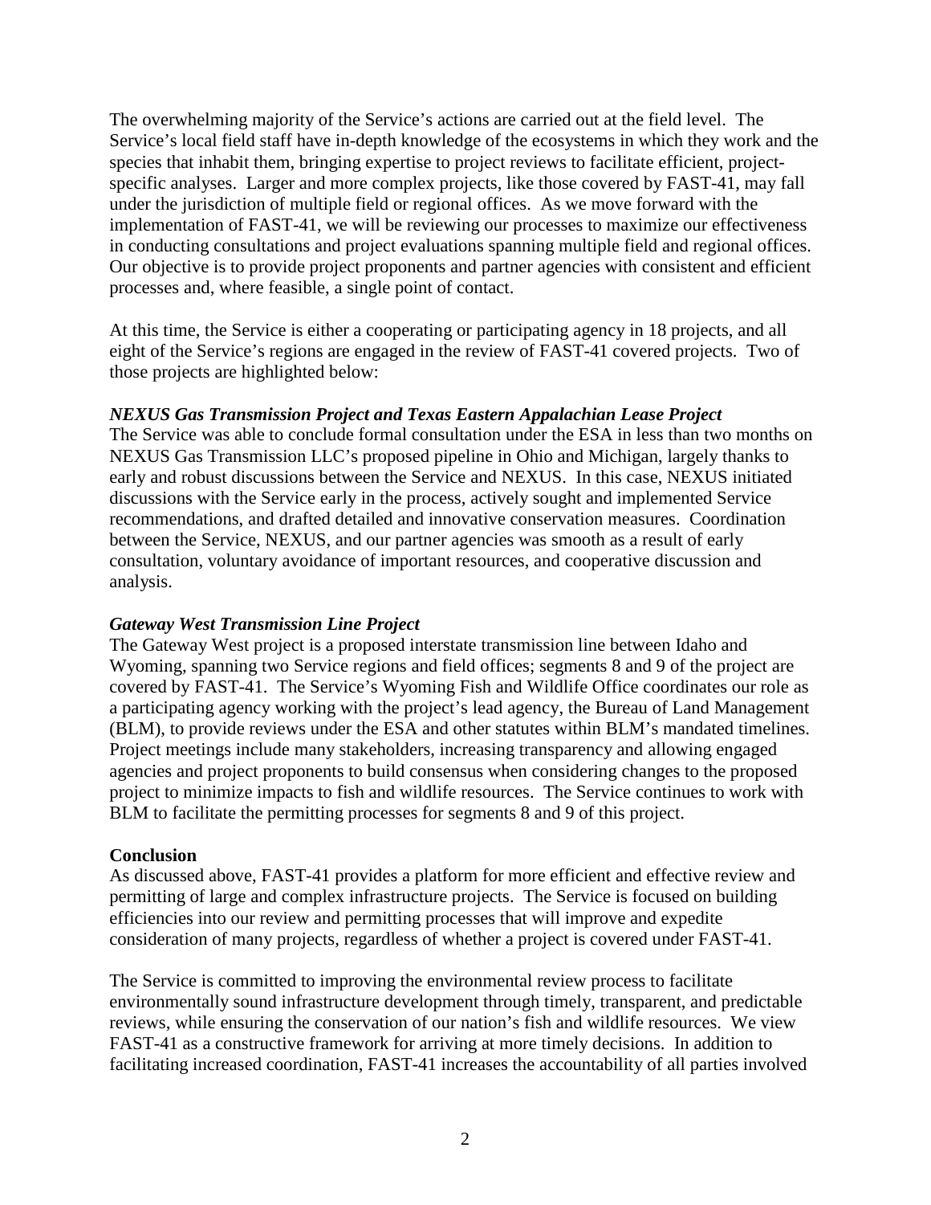The overwhelming majority of the Service's actions are carried out at the field level. The Service's local field staff have in-depth knowledge of the ecosystems in which they work and the species that inhabit them, bringing expertise to project reviews to facilitate efficient, project-specific analyses. Larger and more complex projects, like those covered by FAST-41, may fall under the jurisdiction of multiple field or regional offices. As we move forward with the implementation of FAST-41, we will be reviewing our processes to maximize our effectiveness in conducting consultations and project evaluations spanning multiple field and regional offices. Our objective is to provide project proponents and partner agencies with consistent and efficient processes and, where feasible, a single point of contact.

At this time, the Service is either a cooperating or participating agency in 18 projects, and all eight of the Service's regions are engaged in the review of FAST-41 covered projects. Two of those projects are highlighted below:

***NEXUS Gas Transmission Project and Texas Eastern Appalachian Lease Project***
The Service was able to conclude formal consultation under the ESA in less than two months on NEXUS Gas Transmission LLC's proposed pipeline in Ohio and Michigan, largely thanks to early and robust discussions between the Service and NEXUS. In this case, NEXUS initiated discussions with the Service early in the process, actively sought and implemented Service recommendations, and drafted detailed and innovative conservation measures. Coordination between the Service, NEXUS, and our partner agencies was smooth as a result of early consultation, voluntary avoidance of important resources, and cooperative discussion and analysis.

***Gateway West Transmission Line Project***
The Gateway West project is a proposed interstate transmission line between Idaho and Wyoming, spanning two Service regions and field offices; segments 8 and 9 of the project are covered by FAST-41. The Service's Wyoming Fish and Wildlife Office coordinates our role as a participating agency working with the project's lead agency, the Bureau of Land Management (BLM), to provide reviews under the ESA and other statutes within BLM's mandated timelines. Project meetings include many stakeholders, increasing transparency and allowing engaged agencies and project proponents to build consensus when considering changes to the proposed project to minimize impacts to fish and wildlife resources. The Service continues to work with BLM to facilitate the permitting processes for segments 8 and 9 of this project.

**Conclusion**
As discussed above, FAST-41 provides a platform for more efficient and effective review and permitting of large and complex infrastructure projects. The Service is focused on building efficiencies into our review and permitting processes that will improve and expedite consideration of many projects, regardless of whether a project is covered under FAST-41.

The Service is committed to improving the environmental review process to facilitate environmentally sound infrastructure development through timely, transparent, and predictable reviews, while ensuring the conservation of our nation's fish and wildlife resources. We view FAST-41 as a constructive framework for arriving at more timely decisions. In addition to facilitating increased coordination, FAST-41 increases the accountability of all parties involved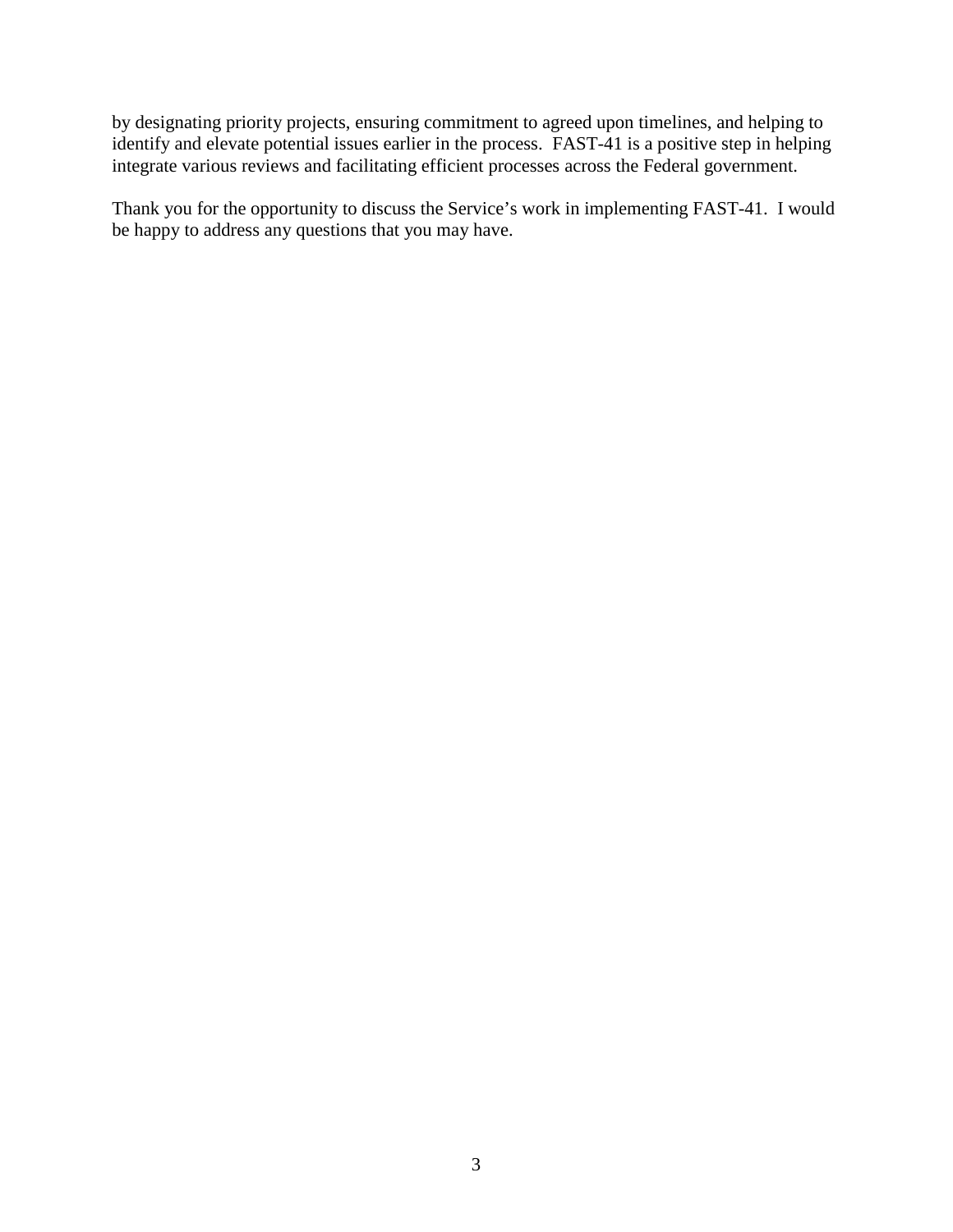by designating priority projects, ensuring commitment to agreed upon timelines, and helping to identify and elevate potential issues earlier in the process. FAST-41 is a positive step in helping integrate various reviews and facilitating efficient processes across the Federal government.

Thank you for the opportunity to discuss the Service's work in implementing FAST-41. I would be happy to address any questions that you may have.